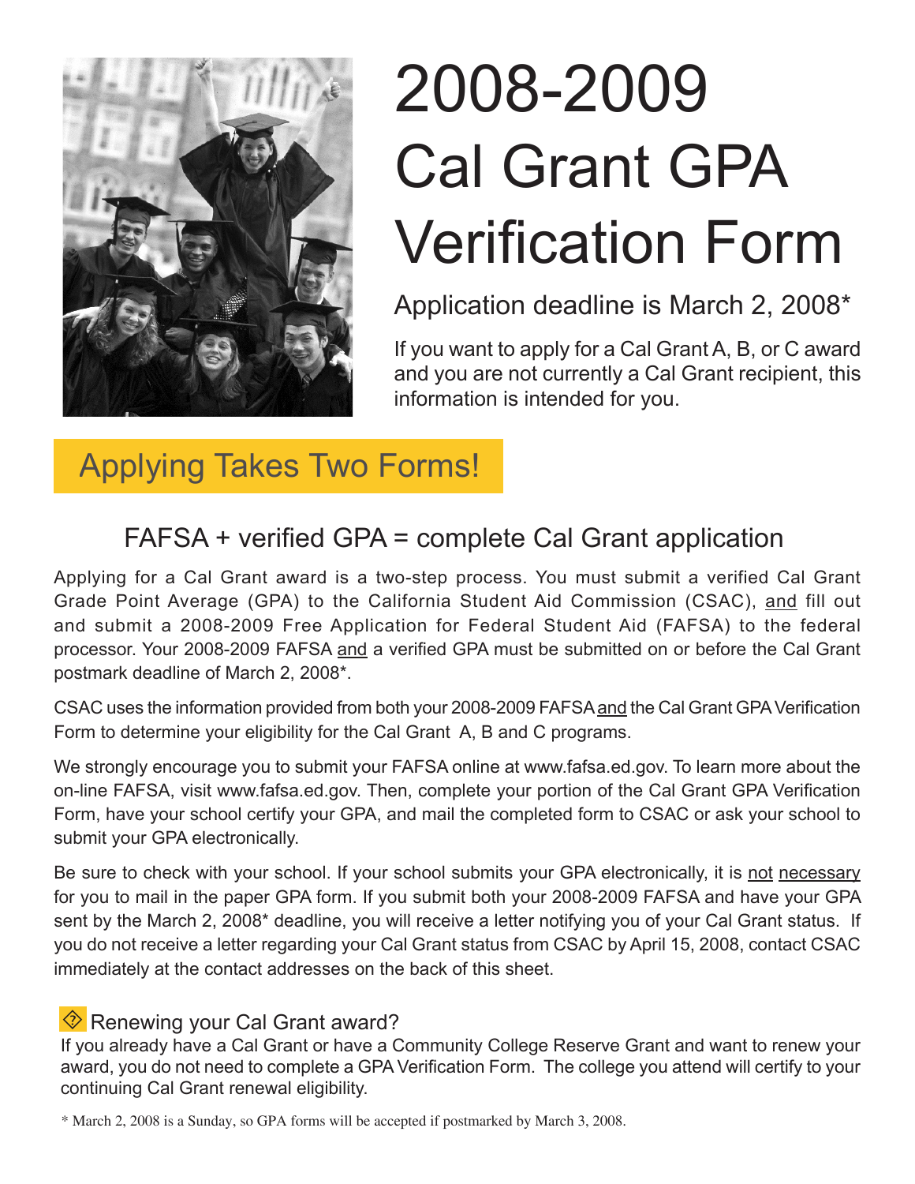# 2008-2009 Cal Grant GPA Verification Form

Application deadline is March 2, 2008*

If you want to apply for a Cal Grant A, B, or C award and you are not currently a Cal Grant recipient, this information is intended for you.

## Applying Takes Two Forms!

### FAFSA + verified GPA = complete Cal Grant application

Applying for a Cal Grant award is a two-step process. You must submit a verified Cal Grant Grade Point Average (GPA) to the California Student Aid Commission (CSAC), and fill out and submit a 2008-2009 Free Application for Federal Student Aid (FAFSA) to the federal processor. Your 2008-2009 FAFSA and a verified GPA must be submitted on or before the Cal Grant postmark deadline of March 2, 2008*.

CSAC uses the information provided from both your 2008-2009 FAFSA and the Cal Grant GPA Verification Form to determine your eligibility for the Cal Grant A, B and C programs.

We strongly encourage you to submit your FAFSA online at www.fafsa.ed.gov. To learn more about the on-line FAFSA, visit www.fafsa.ed.gov. Then, complete your portion of the Cal Grant GPA Verification Form, have your school certify your GPA, and mail the completed form to CSAC or ask your school to submit your GPA electronically.

Be sure to check with your school. If your school submits your GPA electronically, it is not necessary for you to mail in the paper GPA form. If you submit both your 2008-2009 FAFSA and have your GPA sent by the March 2, 2008* deadline, you will receive a letter notifying you of your Cal Grant status. If you do not receive a letter regarding your Cal Grant status from CSAC by April 15, 2008, contact CSAC immediately at the contact addresses on the back of this sheet.

### Renewing your Cal Grant award?

If you already have a Cal Grant or have a Community College Reserve Grant and want to renew your award, you do not need to complete a GPA Verification Form. The college you attend will certify to your continuing Cal Grant renewal eligibility.

* March 2, 2008 is a Sunday, so GPA forms will be accepted if postmarked by March 3, 2008.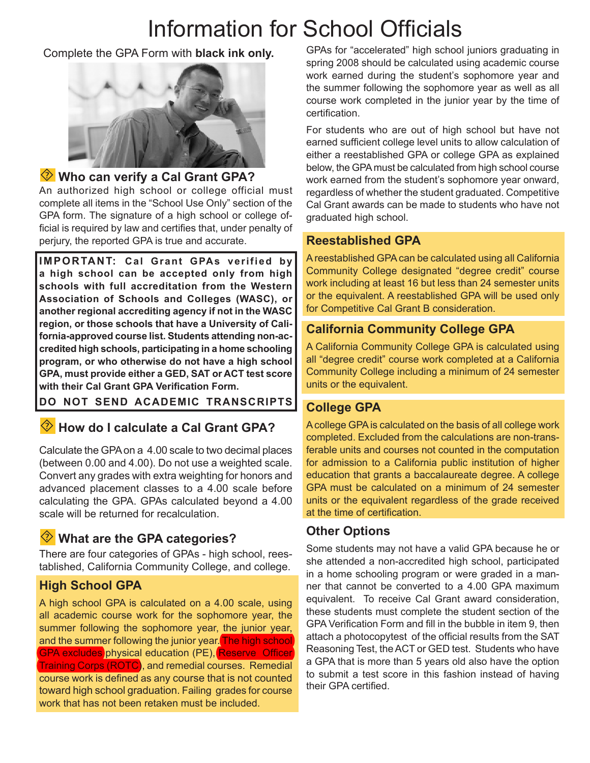# Information for School Officials

Complete the GPA Form with **black ink only.**

## Who can verify a Cal Grant GPA?

An authorized high school or college official must complete all items in the "School Use Only" section of the GPA form. The signature of a high school or college official is required by law and certifies that, under penalty of perjury, the reported GPA is true and accurate.

**IMPORTANT: Cal Grant GPAs verified by a high school can be accepted only from high schools with full accreditation from the Western Association of Schools and Colleges (WASC), or another regional accrediting agency if not in the WASC region, or those schools that have a University of California-approved course list. Students attending non-accredited high schools, participating in a home schooling program, or who otherwise do not have a high school GPA, must provide either a GED, SAT or ACT test score with their Cal Grant GPA Verification Form.**

**DO NOT SEND ACADEMIC TRANSCRIPTS**

## How do I calculate a Cal Grant GPA?

Calculate the GPA on a 4.00 scale to two decimal places (between 0.00 and 4.00). Do not use a weighted scale. Convert any grades with extra weighting for honors and advanced placement classes to a 4.00 scale before calculating the GPA. GPAs calculated beyond a 4.00 scale will be returned for recalculation.

## What are the GPA categories?

There are four categories of GPAs - high school, reestablished, California Community College, and college.

### High School GPA

A high school GPA is calculated on a 4.00 scale, using all academic course work for the sophomore year, the summer following the sophomore year, the junior year, and the summer following the junior year. The high school GPA excludes physical education (PE), Reserve Officer Training Corps (ROTC), and remedial courses. Remedial course work is defined as any course that is not counted toward high school graduation. Failing grades for course work that has not been retaken must be included.

GPAs for "accelerated" high school juniors graduating in spring 2008 should be calculated using academic course work earned during the student's sophomore year and the summer following the sophomore year as well as all course work completed in the junior year by the time of certification.

For students who are out of high school but have not earned sufficient college level units to allow calculation of either a reestablished GPA or college GPA as explained below, the GPA must be calculated from high school course work earned from the student's sophomore year onward, regardless of whether the student graduated. Competitive Cal Grant awards can be made to students who have not graduated high school.

### Reestablished GPA

A reestablished GPA can be calculated using all California Community College designated "degree credit" course work including at least 16 but less than 24 semester units or the equivalent. A reestablished GPA will be used only for Competitive Cal Grant B consideration.

### California Community College GPA

A California Community College GPA is calculated using all "degree credit" course work completed at a California Community College including a minimum of 24 semester units or the equivalent.

### College GPA

A college GPA is calculated on the basis of all college work completed. Excluded from the calculations are non-transferable units and courses not counted in the computation for admission to a California public institution of higher education that grants a baccalaureate degree. A college GPA must be calculated on a minimum of 24 semester units or the equivalent regardless of the grade received at the time of certification.

### Other Options

Some students may not have a valid GPA because he or she attended a non-accredited high school, participated in a home schooling program or were graded in a manner that cannot be converted to a 4.00 GPA maximum equivalent. To receive Cal Grant award consideration, these students must complete the student section of the GPA Verification Form and fill in the bubble in item 9, then attach a photocopytest of the official results from the SAT Reasoning Test, the ACT or GED test. Students who have a GPA that is more than 5 years old also have the option to submit a test score in this fashion instead of having their GPA certified.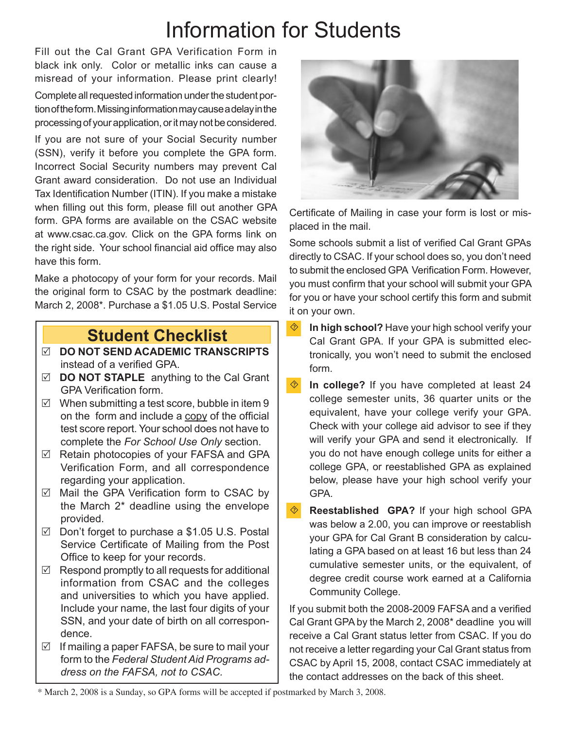# Information for Students

Fill out the Cal Grant GPA Verification Form in black ink only. Color or metallic inks can cause a misread of your information. Please print clearly!

Complete all requested information under the student portion of the form. Missing information may cause a delay in the processing of your application, or it may not be considered.

If you are not sure of your Social Security number (SSN), verify it before you complete the GPA form. Incorrect Social Security numbers may prevent Cal Grant award consideration. Do not use an Individual Tax Identification Number (ITIN). If you make a mistake when filling out this form, please fill out another GPA form. GPA forms are available on the CSAC website at www.csac.ca.gov. Click on the GPA forms link on the right side. Your school financial aid office may also have this form.

Make a photocopy of your form for your records. Mail the original form to CSAC by the postmark deadline: March 2, 2008*. Purchase a $1.05 U.S. Postal Service Certificate of Mailing in case your form is lost or misplaced in the mail.

## Student Checklist

- ☑ **DO NOT SEND ACADEMIC TRANSCRIPTS** instead of a verified GPA.
- ☑ **DO NOT STAPLE** anything to the Cal Grant GPA Verification form.
- ☑ When submitting a test score, bubble in item 9 on the form and include a <u>copy</u> of the official test score report. Your school does not have to complete the *For School Use Only* section.
- ☑ Retain photocopies of your FAFSA and GPA Verification Form, and all correspondence regarding your application.
- ☑ Mail the GPA Verification form to CSAC by the March 2* deadline using the envelope provided.
- ☑ Don't forget to purchase a $1.05 U.S. Postal Service Certificate of Mailing from the Post Office to keep for your records.
- ☑ Respond promptly to all requests for additional information from CSAC and the colleges and universities to which you have applied. Include your name, the last four digits of your SSN, and your date of birth on all correspondence.
- ☑ If mailing a paper FAFSA, be sure to mail your form to the *Federal Student Aid Programs address on the FAFSA, not to CSAC.*

Some schools submit a list of verified Cal Grant GPAs directly to CSAC. If your school does so, you don't need to submit the enclosed GPA Verification Form. However, you must confirm that your school will submit your GPA for you or have your school certify this form and submit it on your own.

- **In high school?** Have your high school verify your Cal Grant GPA. If your GPA is submitted electronically, you won't need to submit the enclosed form.
- **In college?** If you have completed at least 24 college semester units, 36 quarter units or the equivalent, have your college verify your GPA. Check with your college aid advisor to see if they will verify your GPA and send it electronically. If you do not have enough college units for either a college GPA, or reestablished GPA as explained below, please have your high school verify your GPA.
- **Reestablished GPA?** If your high school GPA was below a 2.00, you can improve or reestablish your GPA for Cal Grant B consideration by calculating a GPA based on at least 16 but less than 24 cumulative semester units, or the equivalent, of degree credit course work earned at a California Community College.

If you submit both the 2008-2009 FAFSA and a verified Cal Grant GPA by the March 2, 2008* deadline you will receive a Cal Grant status letter from CSAC. If you do not receive a letter regarding your Cal Grant status from CSAC by April 15, 2008, contact CSAC immediately at the contact addresses on the back of this sheet.

\* March 2, 2008 is a Sunday, so GPA forms will be accepted if postmarked by March 3, 2008.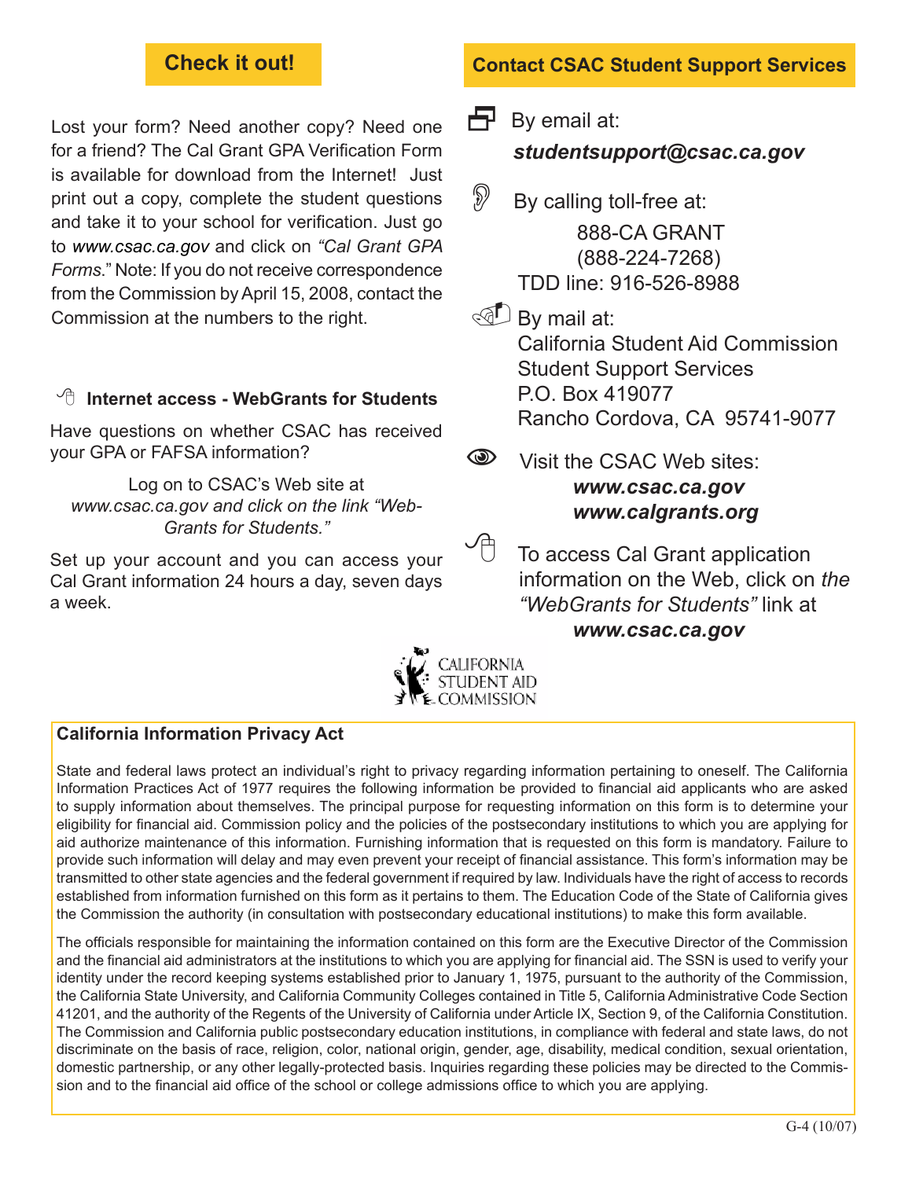## Check it out!

Lost your form? Need another copy? Need one for a friend? The Cal Grant GPA Verification Form is available for download from the Internet! Just print out a copy, complete the student questions and take it to your school for verification. Just go to *www.csac.ca.gov* and click on *"Cal Grant GPA Forms."* Note: If you do not receive correspondence from the Commission by April 15, 2008, contact the Commission at the numbers to the right.

### Internet access - WebGrants for Students

Have questions on whether CSAC has received your GPA or FAFSA information?

Log on to CSAC's Web site at *www.csac.ca.gov and click on the link "WebGrants for Students."*

Set up your account and you can access your Cal Grant information 24 hours a day, seven days a week.

## Contact CSAC Student Support Services

By email at:
***studentsupport@csac.ca.gov***

By calling toll-free at:
888-CA GRANT
(888-224-7268)
TDD line: 916-526-8988

By mail at:
California Student Aid Commission
Student Support Services
P.O. Box 419077
Rancho Cordova, CA 95741-9077

Visit the CSAC Web sites:
***www.csac.ca.gov***
***www.calgrants.org***

To access Cal Grant application information on the Web, click on *the "WebGrants for Students"* link at
***www.csac.ca.gov***

CALIFORNIA STUDENT AID COMMISSION

### California Information Privacy Act

State and federal laws protect an individual's right to privacy regarding information pertaining to oneself. The California Information Practices Act of 1977 requires the following information be provided to financial aid applicants who are asked to supply information about themselves. The principal purpose for requesting information on this form is to determine your eligibility for financial aid. Commission policy and the policies of the postsecondary institutions to which you are applying for aid authorize maintenance of this information. Furnishing information that is requested on this form is mandatory. Failure to provide such information will delay and may even prevent your receipt of financial assistance. This form's information may be transmitted to other state agencies and the federal government if required by law. Individuals have the right of access to records established from information furnished on this form as it pertains to them. The Education Code of the State of California gives the Commission the authority (in consultation with postsecondary educational institutions) to make this form available.

The officials responsible for maintaining the information contained on this form are the Executive Director of the Commission and the financial aid administrators at the institutions to which you are applying for financial aid. The SSN is used to verify your identity under the record keeping systems established prior to January 1, 1975, pursuant to the authority of the Commission, the California State University, and California Community Colleges contained in Title 5, California Administrative Code Section 41201, and the authority of the Regents of the University of California under Article IX, Section 9, of the California Constitution. The Commission and California public postsecondary education institutions, in compliance with federal and state laws, do not discriminate on the basis of race, religion, color, national origin, gender, age, disability, medical condition, sexual orientation, domestic partnership, or any other legally-protected basis. Inquiries regarding these policies may be directed to the Commission and to the financial aid office of the school or college admissions office to which you are applying.

G-4 (10/07)